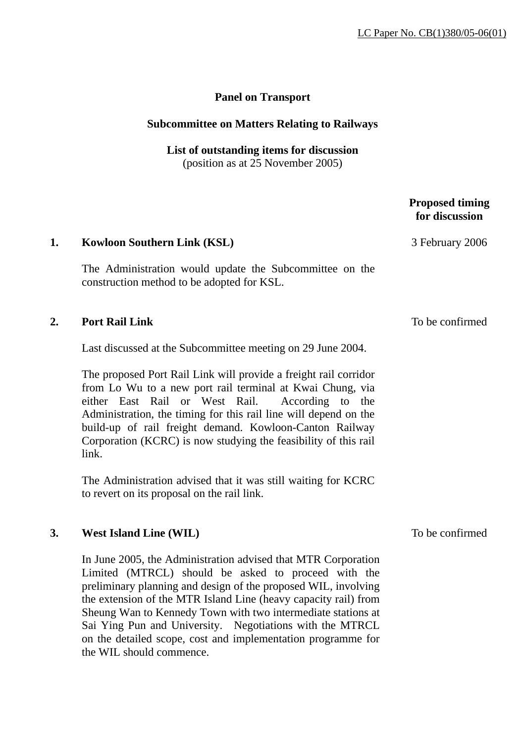LC Paper No. CB(1)380/05-06(01)

**Panel on Transport**

**Subcommittee on Matters Relating to Railways**

**List of outstanding items for discussion**
(position as at 25 November 2005)

| | | Proposed timing for discussion |
|---|---|---|
| **1.** | **Kowloon Southern Link (KSL)**<br><br>The Administration would update the Subcommittee on the construction method to be adopted for KSL. | 3 February 2006 |
| **2.** | **Port Rail Link**<br><br>Last discussed at the Subcommittee meeting on 29 June 2004.<br><br>The proposed Port Rail Link will provide a freight rail corridor from Lo Wu to a new port rail terminal at Kwai Chung, via either East Rail or West Rail. According to the Administration, the timing for this rail line will depend on the build-up of rail freight demand. Kowloon-Canton Railway Corporation (KCRC) is now studying the feasibility of this rail link.<br><br>The Administration advised that it was still waiting for KCRC to revert on its proposal on the rail link. | To be confirmed |
| **3.** | **West Island Line (WIL)**<br><br>In June 2005, the Administration advised that MTR Corporation Limited (MTRCL) should be asked to proceed with the preliminary planning and design of the proposed WIL, involving the extension of the MTR Island Line (heavy capacity rail) from Sheung Wan to Kennedy Town with two intermediate stations at Sai Ying Pun and University. Negotiations with the MTRCL on the detailed scope, cost and implementation programme for the WIL should commence. | To be confirmed |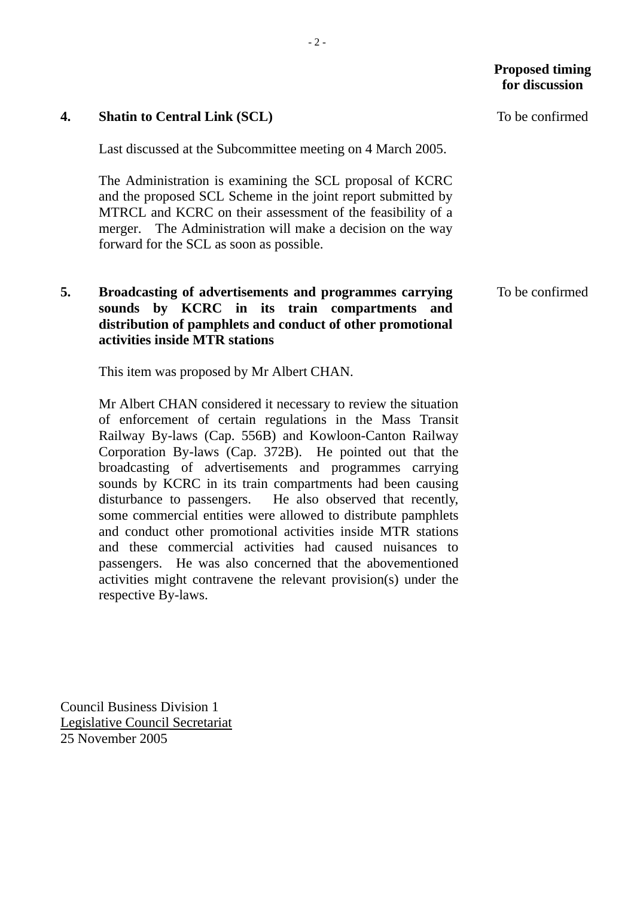**Proposed timing for discussion**

**4. Shatin to Central Link (SCL)** — To be confirmed

Last discussed at the Subcommittee meeting on 4 March 2005.

The Administration is examining the SCL proposal of KCRC and the proposed SCL Scheme in the joint report submitted by MTRCL and KCRC on their assessment of the feasibility of a merger. The Administration will make a decision on the way forward for the SCL as soon as possible.

**5. Broadcasting of advertisements and programmes carrying sounds by KCRC in its train compartments and distribution of pamphlets and conduct of other promotional activities inside MTR stations** — To be confirmed

This item was proposed by Mr Albert CHAN.

Mr Albert CHAN considered it necessary to review the situation of enforcement of certain regulations in the Mass Transit Railway By-laws (Cap. 556B) and Kowloon-Canton Railway Corporation By-laws (Cap. 372B). He pointed out that the broadcasting of advertisements and programmes carrying sounds by KCRC in its train compartments had been causing disturbance to passengers. He also observed that recently, some commercial entities were allowed to distribute pamphlets and conduct other promotional activities inside MTR stations and these commercial activities had caused nuisances to passengers. He was also concerned that the abovementioned activities might contravene the relevant provision(s) under the respective By-laws.

Council Business Division 1
Legislative Council Secretariat
25 November 2005